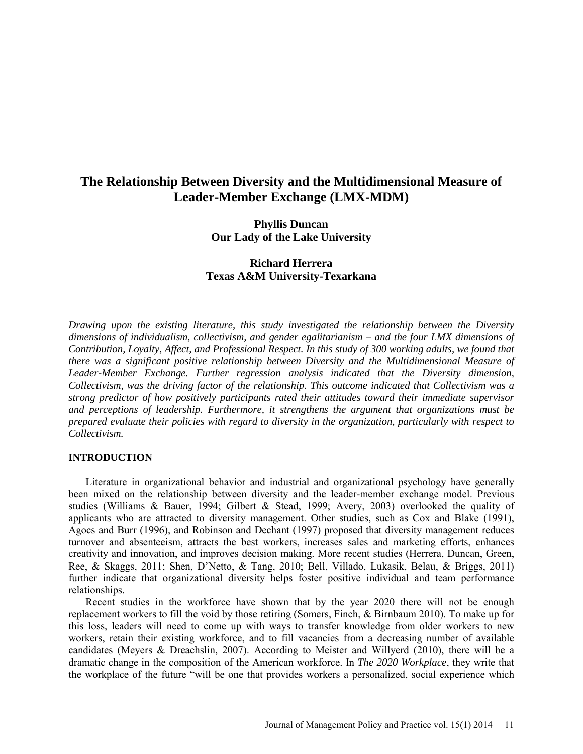# The Relationship Between Diversity and the Multidimensional Measure of Leader-Member Exchange (LMX-MDM)

**Phyllis Duncan**
**Our Lady of the Lake University**

**Richard Herrera**
**Texas A&M University-Texarkana**

*Drawing upon the existing literature, this study investigated the relationship between the Diversity dimensions of individualism, collectivism, and gender egalitarianism – and the four LMX dimensions of Contribution, Loyalty, Affect, and Professional Respect. In this study of 300 working adults, we found that there was a significant positive relationship between Diversity and the Multidimensional Measure of Leader-Member Exchange. Further regression analysis indicated that the Diversity dimension, Collectivism, was the driving factor of the relationship. This outcome indicated that Collectivism was a strong predictor of how positively participants rated their attitudes toward their immediate supervisor and perceptions of leadership. Furthermore, it strengthens the argument that organizations must be prepared evaluate their policies with regard to diversity in the organization, particularly with respect to Collectivism.*

## INTRODUCTION

Literature in organizational behavior and industrial and organizational psychology have generally been mixed on the relationship between diversity and the leader-member exchange model. Previous studies (Williams & Bauer, 1994; Gilbert & Stead, 1999; Avery, 2003) overlooked the quality of applicants who are attracted to diversity management. Other studies, such as Cox and Blake (1991), Agocs and Burr (1996), and Robinson and Dechant (1997) proposed that diversity management reduces turnover and absenteeism, attracts the best workers, increases sales and marketing efforts, enhances creativity and innovation, and improves decision making. More recent studies (Herrera, Duncan, Green, Ree, & Skaggs, 2011; Shen, D'Netto, & Tang, 2010; Bell, Villado, Lukasik, Belau, & Briggs, 2011) further indicate that organizational diversity helps foster positive individual and team performance relationships.

Recent studies in the workforce have shown that by the year 2020 there will not be enough replacement workers to fill the void by those retiring (Somers, Finch, & Birnbaum 2010). To make up for this loss, leaders will need to come up with ways to transfer knowledge from older workers to new workers, retain their existing workforce, and to fill vacancies from a decreasing number of available candidates (Meyers & Dreachslin, 2007). According to Meister and Willyerd (2010), there will be a dramatic change in the composition of the American workforce. In *The 2020 Workplace*, they write that the workplace of the future "will be one that provides workers a personalized, social experience which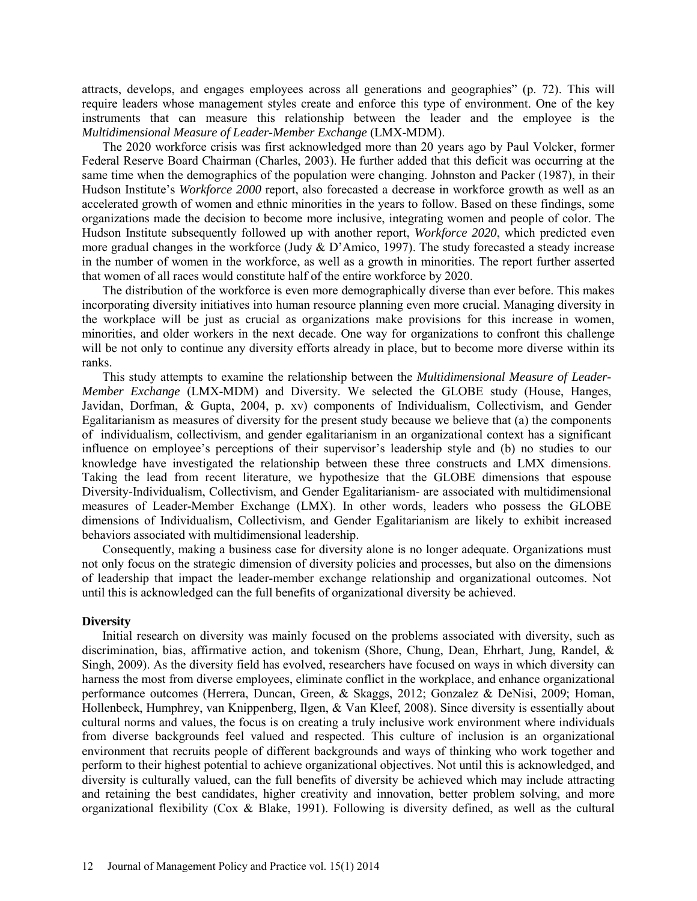attracts, develops, and engages employees across all generations and geographies" (p. 72). This will require leaders whose management styles create and enforce this type of environment. One of the key instruments that can measure this relationship between the leader and the employee is the *Multidimensional Measure of Leader-Member Exchange* (LMX-MDM).

The 2020 workforce crisis was first acknowledged more than 20 years ago by Paul Volcker, former Federal Reserve Board Chairman (Charles, 2003). He further added that this deficit was occurring at the same time when the demographics of the population were changing. Johnston and Packer (1987), in their Hudson Institute's *Workforce 2000* report, also forecasted a decrease in workforce growth as well as an accelerated growth of women and ethnic minorities in the years to follow. Based on these findings, some organizations made the decision to become more inclusive, integrating women and people of color. The Hudson Institute subsequently followed up with another report, *Workforce 2020*, which predicted even more gradual changes in the workforce (Judy & D'Amico, 1997). The study forecasted a steady increase in the number of women in the workforce, as well as a growth in minorities. The report further asserted that women of all races would constitute half of the entire workforce by 2020.

The distribution of the workforce is even more demographically diverse than ever before. This makes incorporating diversity initiatives into human resource planning even more crucial. Managing diversity in the workplace will be just as crucial as organizations make provisions for this increase in women, minorities, and older workers in the next decade. One way for organizations to confront this challenge will be not only to continue any diversity efforts already in place, but to become more diverse within its ranks.

This study attempts to examine the relationship between the *Multidimensional Measure of Leader-Member Exchange* (LMX-MDM) and Diversity. We selected the GLOBE study (House, Hanges, Javidan, Dorfman, & Gupta, 2004, p. xv) components of Individualism, Collectivism, and Gender Egalitarianism as measures of diversity for the present study because we believe that (a) the components of individualism, collectivism, and gender egalitarianism in an organizational context has a significant influence on employee's perceptions of their supervisor's leadership style and (b) no studies to our knowledge have investigated the relationship between these three constructs and LMX dimensions. Taking the lead from recent literature, we hypothesize that the GLOBE dimensions that espouse Diversity-Individualism, Collectivism, and Gender Egalitarianism- are associated with multidimensional measures of Leader-Member Exchange (LMX). In other words, leaders who possess the GLOBE dimensions of Individualism, Collectivism, and Gender Egalitarianism are likely to exhibit increased behaviors associated with multidimensional leadership.

Consequently, making a business case for diversity alone is no longer adequate. Organizations must not only focus on the strategic dimension of diversity policies and processes, but also on the dimensions of leadership that impact the leader-member exchange relationship and organizational outcomes. Not until this is acknowledged can the full benefits of organizational diversity be achieved.

## Diversity

Initial research on diversity was mainly focused on the problems associated with diversity, such as discrimination, bias, affirmative action, and tokenism (Shore, Chung, Dean, Ehrhart, Jung, Randel, & Singh, 2009). As the diversity field has evolved, researchers have focused on ways in which diversity can harness the most from diverse employees, eliminate conflict in the workplace, and enhance organizational performance outcomes (Herrera, Duncan, Green, & Skaggs, 2012; Gonzalez & DeNisi, 2009; Homan, Hollenbeck, Humphrey, van Knippenberg, Ilgen, & Van Kleef, 2008). Since diversity is essentially about cultural norms and values, the focus is on creating a truly inclusive work environment where individuals from diverse backgrounds feel valued and respected. This culture of inclusion is an organizational environment that recruits people of different backgrounds and ways of thinking who work together and perform to their highest potential to achieve organizational objectives. Not until this is acknowledged, and diversity is culturally valued, can the full benefits of diversity be achieved which may include attracting and retaining the best candidates, higher creativity and innovation, better problem solving, and more organizational flexibility (Cox & Blake, 1991). Following is diversity defined, as well as the cultural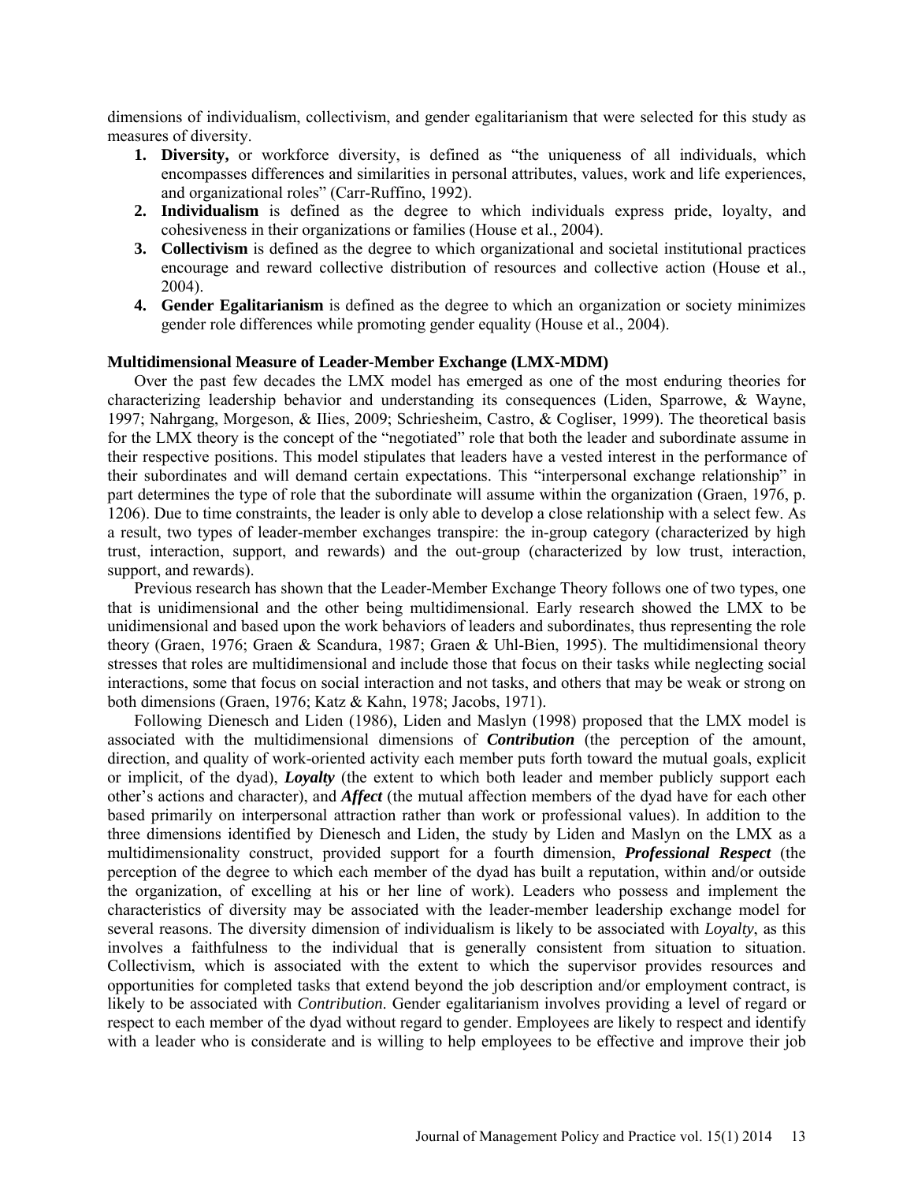dimensions of individualism, collectivism, and gender egalitarianism that were selected for this study as measures of diversity.

1. **Diversity,** or workforce diversity, is defined as "the uniqueness of all individuals, which encompasses differences and similarities in personal attributes, values, work and life experiences, and organizational roles" (Carr-Ruffino, 1992).
2. **Individualism** is defined as the degree to which individuals express pride, loyalty, and cohesiveness in their organizations or families (House et al., 2004).
3. **Collectivism** is defined as the degree to which organizational and societal institutional practices encourage and reward collective distribution of resources and collective action (House et al., 2004).
4. **Gender Egalitarianism** is defined as the degree to which an organization or society minimizes gender role differences while promoting gender equality (House et al., 2004).

### Multidimensional Measure of Leader-Member Exchange (LMX-MDM)

Over the past few decades the LMX model has emerged as one of the most enduring theories for characterizing leadership behavior and understanding its consequences (Liden, Sparrowe, & Wayne, 1997; Nahrgang, Morgeson, & IIies, 2009; Schriesheim, Castro, & Cogliser, 1999). The theoretical basis for the LMX theory is the concept of the "negotiated" role that both the leader and subordinate assume in their respective positions. This model stipulates that leaders have a vested interest in the performance of their subordinates and will demand certain expectations. This "interpersonal exchange relationship" in part determines the type of role that the subordinate will assume within the organization (Graen, 1976, p. 1206). Due to time constraints, the leader is only able to develop a close relationship with a select few. As a result, two types of leader-member exchanges transpire: the in-group category (characterized by high trust, interaction, support, and rewards) and the out-group (characterized by low trust, interaction, support, and rewards).

Previous research has shown that the Leader-Member Exchange Theory follows one of two types, one that is unidimensional and the other being multidimensional. Early research showed the LMX to be unidimensional and based upon the work behaviors of leaders and subordinates, thus representing the role theory (Graen, 1976; Graen & Scandura, 1987; Graen & Uhl-Bien, 1995). The multidimensional theory stresses that roles are multidimensional and include those that focus on their tasks while neglecting social interactions, some that focus on social interaction and not tasks, and others that may be weak or strong on both dimensions (Graen, 1976; Katz & Kahn, 1978; Jacobs, 1971).

Following Dienesch and Liden (1986), Liden and Maslyn (1998) proposed that the LMX model is associated with the multidimensional dimensions of ***Contribution*** (the perception of the amount, direction, and quality of work-oriented activity each member puts forth toward the mutual goals, explicit or implicit, of the dyad), ***Loyalty*** (the extent to which both leader and member publicly support each other's actions and character), and ***Affect*** (the mutual affection members of the dyad have for each other based primarily on interpersonal attraction rather than work or professional values). In addition to the three dimensions identified by Dienesch and Liden, the study by Liden and Maslyn on the LMX as a multidimensionality construct, provided support for a fourth dimension, ***Professional Respect*** (the perception of the degree to which each member of the dyad has built a reputation, within and/or outside the organization, of excelling at his or her line of work). Leaders who possess and implement the characteristics of diversity may be associated with the leader-member leadership exchange model for several reasons. The diversity dimension of individualism is likely to be associated with *Loyalty*, as this involves a faithfulness to the individual that is generally consistent from situation to situation. Collectivism, which is associated with the extent to which the supervisor provides resources and opportunities for completed tasks that extend beyond the job description and/or employment contract, is likely to be associated with *Contribution*. Gender egalitarianism involves providing a level of regard or respect to each member of the dyad without regard to gender. Employees are likely to respect and identify with a leader who is considerate and is willing to help employees to be effective and improve their job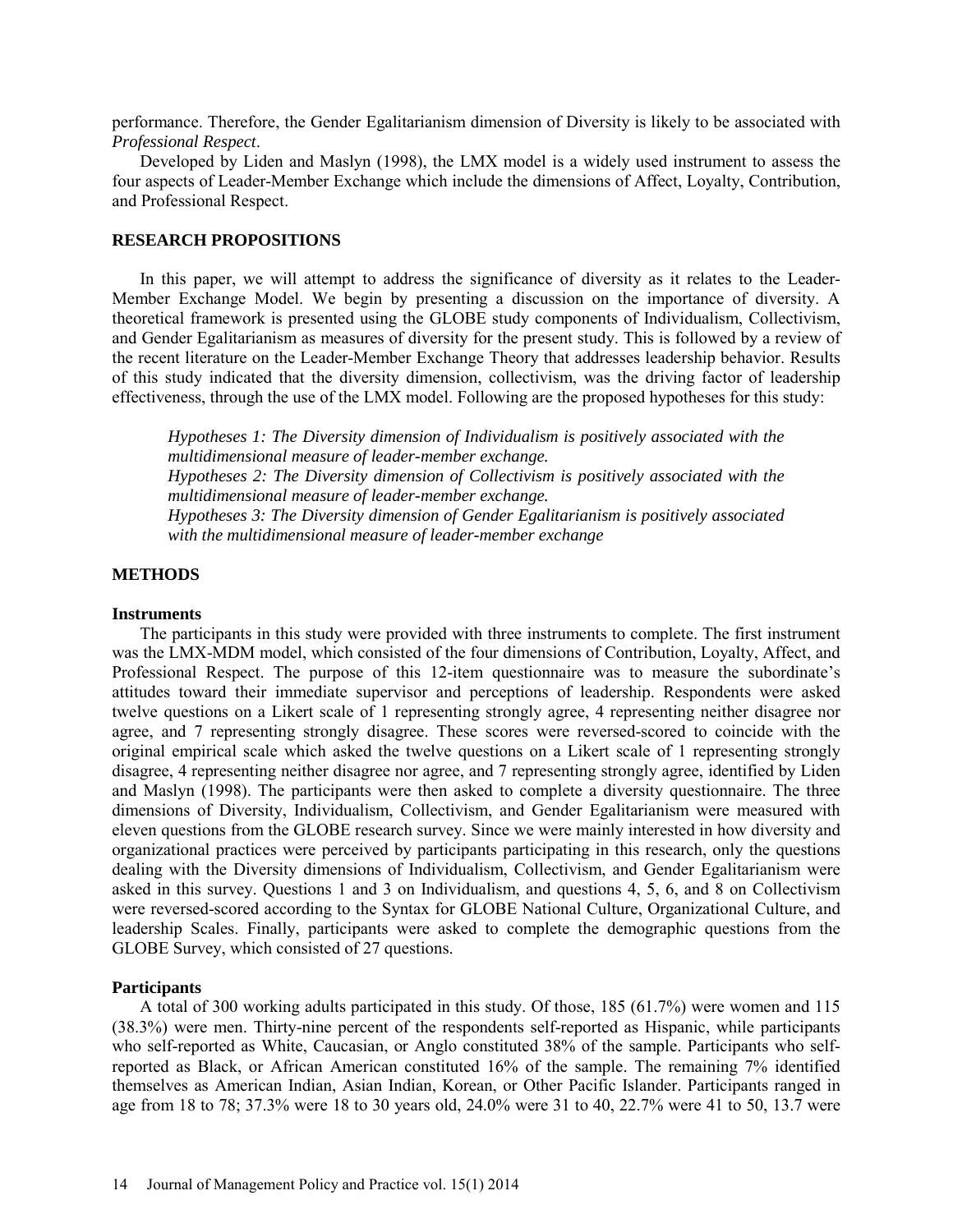performance. Therefore, the Gender Egalitarianism dimension of Diversity is likely to be associated with *Professional Respect*.

Developed by Liden and Maslyn (1998), the LMX model is a widely used instrument to assess the four aspects of Leader-Member Exchange which include the dimensions of Affect, Loyalty, Contribution, and Professional Respect.

## RESEARCH PROPOSITIONS

In this paper, we will attempt to address the significance of diversity as it relates to the Leader-Member Exchange Model. We begin by presenting a discussion on the importance of diversity. A theoretical framework is presented using the GLOBE study components of Individualism, Collectivism, and Gender Egalitarianism as measures of diversity for the present study. This is followed by a review of the recent literature on the Leader-Member Exchange Theory that addresses leadership behavior. Results of this study indicated that the diversity dimension, collectivism, was the driving factor of leadership effectiveness, through the use of the LMX model. Following are the proposed hypotheses for this study:

*Hypotheses 1: The Diversity dimension of Individualism is positively associated with the multidimensional measure of leader-member exchange.*
*Hypotheses 2: The Diversity dimension of Collectivism is positively associated with the multidimensional measure of leader-member exchange.*
*Hypotheses 3: The Diversity dimension of Gender Egalitarianism is positively associated with the multidimensional measure of leader-member exchange*

## METHODS

### Instruments

The participants in this study were provided with three instruments to complete. The first instrument was the LMX-MDM model, which consisted of the four dimensions of Contribution, Loyalty, Affect, and Professional Respect. The purpose of this 12-item questionnaire was to measure the subordinate's attitudes toward their immediate supervisor and perceptions of leadership. Respondents were asked twelve questions on a Likert scale of 1 representing strongly agree, 4 representing neither disagree nor agree, and 7 representing strongly disagree. These scores were reversed-scored to coincide with the original empirical scale which asked the twelve questions on a Likert scale of 1 representing strongly disagree, 4 representing neither disagree nor agree, and 7 representing strongly agree, identified by Liden and Maslyn (1998). The participants were then asked to complete a diversity questionnaire. The three dimensions of Diversity, Individualism, Collectivism, and Gender Egalitarianism were measured with eleven questions from the GLOBE research survey. Since we were mainly interested in how diversity and organizational practices were perceived by participants participating in this research, only the questions dealing with the Diversity dimensions of Individualism, Collectivism, and Gender Egalitarianism were asked in this survey. Questions 1 and 3 on Individualism, and questions 4, 5, 6, and 8 on Collectivism were reversed-scored according to the Syntax for GLOBE National Culture, Organizational Culture, and leadership Scales. Finally, participants were asked to complete the demographic questions from the GLOBE Survey, which consisted of 27 questions.

### Participants

A total of 300 working adults participated in this study. Of those, 185 (61.7%) were women and 115 (38.3%) were men. Thirty-nine percent of the respondents self-reported as Hispanic, while participants who self-reported as White, Caucasian, or Anglo constituted 38% of the sample. Participants who self-reported as Black, or African American constituted 16% of the sample. The remaining 7% identified themselves as American Indian, Asian Indian, Korean, or Other Pacific Islander. Participants ranged in age from 18 to 78; 37.3% were 18 to 30 years old, 24.0% were 31 to 40, 22.7% were 41 to 50, 13.7 were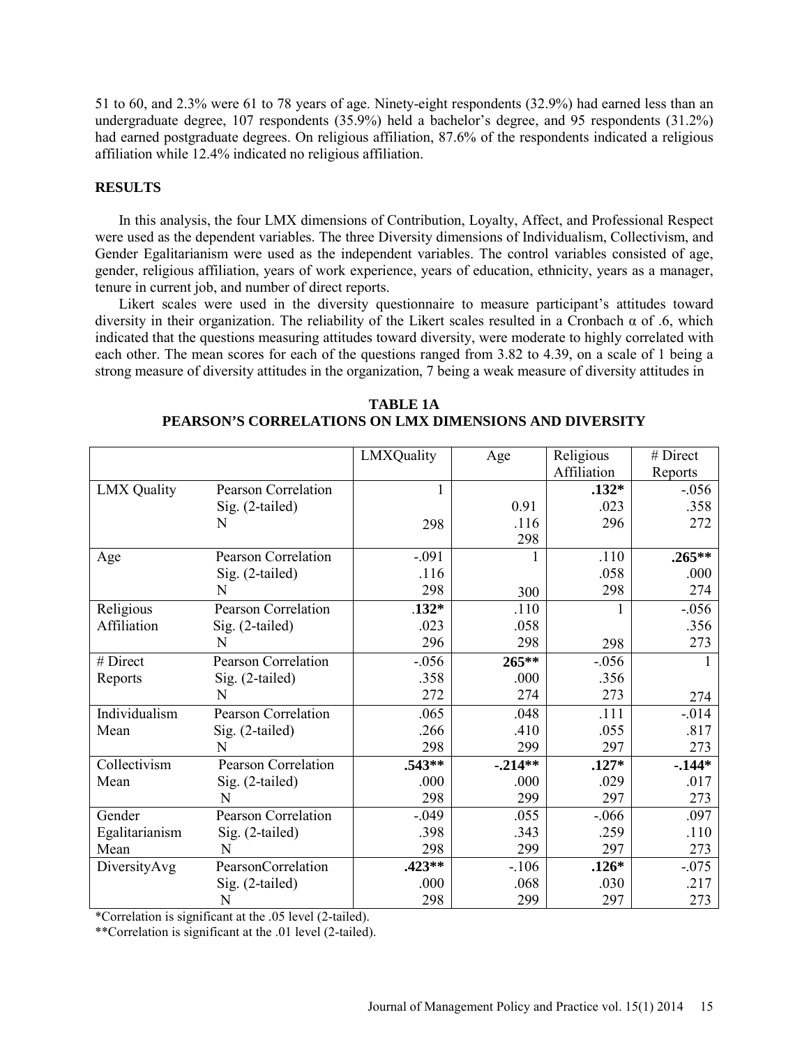51 to 60, and 2.3% were 61 to 78 years of age. Ninety-eight respondents (32.9%) had earned less than an undergraduate degree, 107 respondents (35.9%) held a bachelor's degree, and 95 respondents (31.2%) had earned postgraduate degrees. On religious affiliation, 87.6% of the respondents indicated a religious affiliation while 12.4% indicated no religious affiliation.

## RESULTS

In this analysis, the four LMX dimensions of Contribution, Loyalty, Affect, and Professional Respect were used as the dependent variables. The three Diversity dimensions of Individualism, Collectivism, and Gender Egalitarianism were used as the independent variables. The control variables consisted of age, gender, religious affiliation, years of work experience, years of education, ethnicity, years as a manager, tenure in current job, and number of direct reports.

Likert scales were used in the diversity questionnaire to measure participant's attitudes toward diversity in their organization. The reliability of the Likert scales resulted in a Cronbach α of .6, which indicated that the questions measuring attitudes toward diversity, were moderate to highly correlated with each other. The mean scores for each of the questions ranged from 3.82 to 4.39, on a scale of 1 being a strong measure of diversity attitudes in the organization, 7 being a weak measure of diversity attitudes in

**TABLE 1A**
**PEARSON'S CORRELATIONS ON LMX DIMENSIONS AND DIVERSITY**

| | | LMXQuality | Age | Religious Affiliation | # Direct Reports |
|---|---|---|---|---|---|
| LMX Quality | Pearson Correlation | 1 | | **.132*** | -.056 |
| | Sig. (2-tailed) | | 0.91 | .023 | .358 |
| | N | 298 | .116 298 | 296 | 272 |
| Age | Pearson Correlation | -.091 | 1 | .110 | **.265**** |
| | Sig. (2-tailed) | .116 | | .058 | .000 |
| | N | 298 | 300 | 298 | 274 |
| Religious Affiliation | Pearson Correlation | **.132*** | .110 | 1 | -.056 |
| | Sig. (2-tailed) | .023 | .058 | | .356 |
| | N | 296 | 298 | 298 | 273 |
| # Direct Reports | Pearson Correlation | -.056 | **265**** | -.056 | 1 |
| | Sig. (2-tailed) | .358 | .000 | .356 | |
| | N | 272 | 274 | 273 | 274 |
| Individualism Mean | Pearson Correlation | .065 | .048 | .111 | -.014 |
| | Sig. (2-tailed) | .266 | .410 | .055 | .817 |
| | N | 298 | 299 | 297 | 273 |
| Collectivism Mean | Pearson Correlation | **.543**** | **-.214**** | **.127*** | **-.144*** |
| | Sig. (2-tailed) | .000 | .000 | .029 | .017 |
| | N | 298 | 299 | 297 | 273 |
| Gender Egalitarianism Mean | Pearson Correlation | -.049 | .055 | -.066 | .097 |
| | Sig. (2-tailed) | .398 | .343 | .259 | .110 |
| | N | 298 | 299 | 297 | 273 |
| DiversityAvg | PearsonCorrelation | **.423**** | -.106 | **.126*** | -.075 |
| | Sig. (2-tailed) | .000 | .068 | .030 | .217 |
| | N | 298 | 299 | 297 | 273 |

*Correlation is significant at the .05 level (2-tailed).

**Correlation is significant at the .01 level (2-tailed).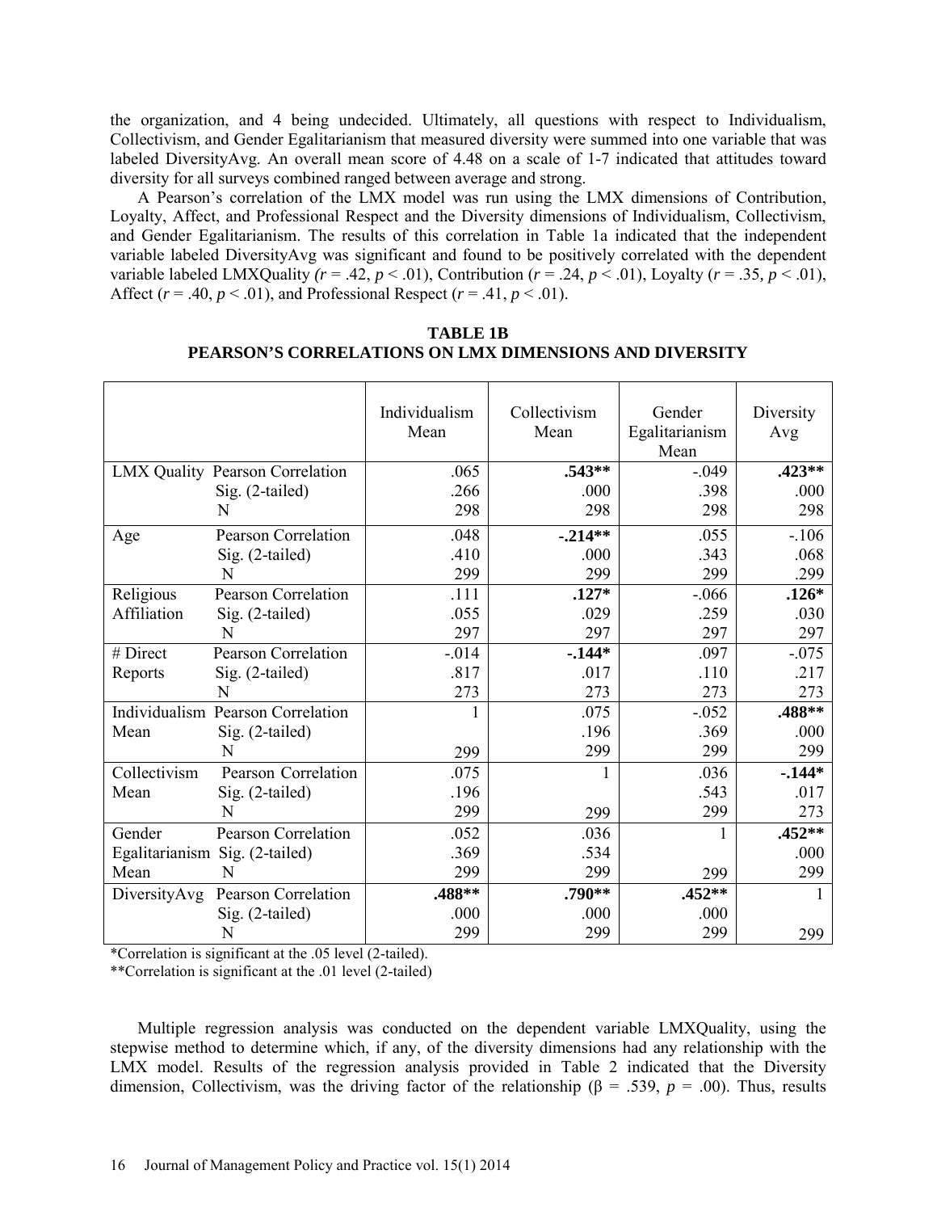the organization, and 4 being undecided. Ultimately, all questions with respect to Individualism, Collectivism, and Gender Egalitarianism that measured diversity were summed into one variable that was labeled DiversityAvg. An overall mean score of 4.48 on a scale of 1-7 indicated that attitudes toward diversity for all surveys combined ranged between average and strong.

A Pearson's correlation of the LMX model was run using the LMX dimensions of Contribution, Loyalty, Affect, and Professional Respect and the Diversity dimensions of Individualism, Collectivism, and Gender Egalitarianism. The results of this correlation in Table 1a indicated that the independent variable labeled DiversityAvg was significant and found to be positively correlated with the dependent variable labeled LMXQuality ($r$ = .42, $p$ < .01), Contribution ($r$ = .24, $p$ < .01), Loyalty ($r$ = .35, $p$ < .01), Affect ($r$ = .40, $p$ < .01), and Professional Respect ($r$ = .41, $p$ < .01).

**TABLE 1B**
**PEARSON'S CORRELATIONS ON LMX DIMENSIONS AND DIVERSITY**

| | | Individualism Mean | Collectivism Mean | Gender Egalitarianism Mean | Diversity Avg |
|---|---|---|---|---|---|
| LMX Quality | Pearson Correlation | .065 | **.543**** | -.049 | **.423**** |
| | Sig. (2-tailed) | .266 | .000 | .398 | .000 |
| | N | 298 | 298 | 298 | 298 |
| Age | Pearson Correlation | .048 | **-.214**** | .055 | -.106 |
| | Sig. (2-tailed) | .410 | .000 | .343 | .068 |
| | N | 299 | 299 | 299 | .299 |
| Religious Affiliation | Pearson Correlation | .111 | **.127*** | -.066 | **.126*** |
| | Sig. (2-tailed) | .055 | .029 | .259 | .030 |
| | N | 297 | 297 | 297 | 297 |
| # Direct Reports | Pearson Correlation | -.014 | **-.144*** | .097 | -.075 |
| | Sig. (2-tailed) | .817 | .017 | .110 | .217 |
| | N | 273 | 273 | 273 | 273 |
| Individualism Mean | Pearson Correlation | 1 | .075 | -.052 | **.488**** |
| | Sig. (2-tailed) | | .196 | .369 | .000 |
| | N | 299 | 299 | 299 | 299 |
| Collectivism Mean | Pearson Correlation | .075 | 1 | .036 | **-.144*** |
| | Sig. (2-tailed) | .196 | | .543 | .017 |
| | N | 299 | 299 | 299 | 273 |
| Gender Egalitarianism Mean | Pearson Correlation | .052 | .036 | 1 | **.452**** |
| | Sig. (2-tailed) | .369 | .534 | | .000 |
| | N | 299 | 299 | 299 | 299 |
| DiversityAvg | Pearson Correlation | **.488**** | **.790**** | **.452**** | 1 |
| | Sig. (2-tailed) | .000 | .000 | .000 | |
| | N | 299 | 299 | 299 | 299 |

*Correlation is significant at the .05 level (2-tailed).

**Correlation is significant at the .01 level (2-tailed)

Multiple regression analysis was conducted on the dependent variable LMXQuality, using the stepwise method to determine which, if any, of the diversity dimensions had any relationship with the LMX model. Results of the regression analysis provided in Table 2 indicated that the Diversity dimension, Collectivism, was the driving factor of the relationship ($\beta$ = .539, $p$ = .00). Thus, results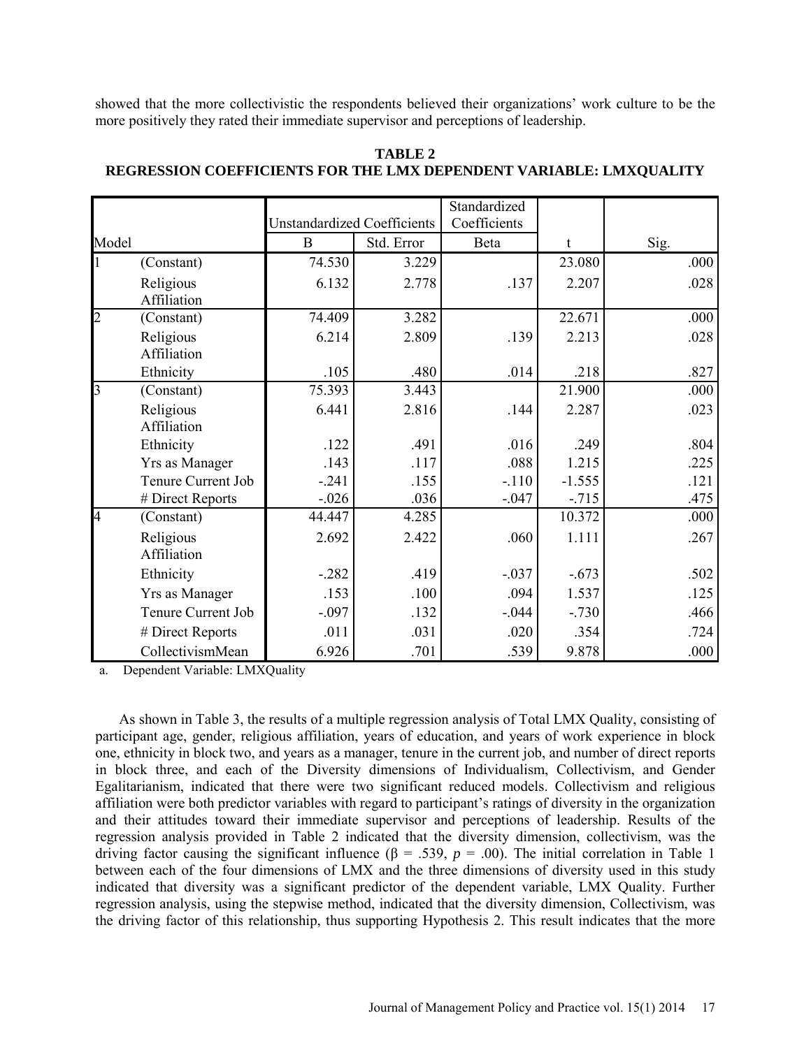showed that the more collectivistic the respondents believed their organizations' work culture to be the more positively they rated their immediate supervisor and perceptions of leadership.

**TABLE 2**
**REGRESSION COEFFICIENTS FOR THE LMX DEPENDENT VARIABLE: LMXQUALITY**

| | | Unstandardized Coefficients | | Standardized Coefficients | | |
|---|---|---|---|---|---|---|
| Model | | B | Std. Error | Beta | t | Sig. |
| 1 | (Constant) | 74.530 | 3.229 | | 23.080 | .000 |
| | Religious Affiliation | 6.132 | 2.778 | .137 | 2.207 | .028 |
| 2 | (Constant) | 74.409 | 3.282 | | 22.671 | .000 |
| | Religious Affiliation | 6.214 | 2.809 | .139 | 2.213 | .028 |
| | Ethnicity | .105 | .480 | .014 | .218 | .827 |
| 3 | (Constant) | 75.393 | 3.443 | | 21.900 | .000 |
| | Religious Affiliation | 6.441 | 2.816 | .144 | 2.287 | .023 |
| | Ethnicity | .122 | .491 | .016 | .249 | .804 |
| | Yrs as Manager | .143 | .117 | .088 | 1.215 | .225 |
| | Tenure Current Job | -.241 | .155 | -.110 | -1.555 | .121 |
| | # Direct Reports | -.026 | .036 | -.047 | -.715 | .475 |
| 4 | (Constant) | 44.447 | 4.285 | | 10.372 | .000 |
| | Religious Affiliation | 2.692 | 2.422 | .060 | 1.111 | .267 |
| | Ethnicity | -.282 | .419 | -.037 | -.673 | .502 |
| | Yrs as Manager | .153 | .100 | .094 | 1.537 | .125 |
| | Tenure Current Job | -.097 | .132 | -.044 | -.730 | .466 |
| | # Direct Reports | .011 | .031 | .020 | .354 | .724 |
| | CollectivismMean | 6.926 | .701 | .539 | 9.878 | .000 |

a. Dependent Variable: LMXQuality

As shown in Table 3, the results of a multiple regression analysis of Total LMX Quality, consisting of participant age, gender, religious affiliation, years of education, and years of work experience in block one, ethnicity in block two, and years as a manager, tenure in the current job, and number of direct reports in block three, and each of the Diversity dimensions of Individualism, Collectivism, and Gender Egalitarianism, indicated that there were two significant reduced models. Collectivism and religious affiliation were both predictor variables with regard to participant's ratings of diversity in the organization and their attitudes toward their immediate supervisor and perceptions of leadership. Results of the regression analysis provided in Table 2 indicated that the diversity dimension, collectivism, was the driving factor causing the significant influence ($\beta$ = .539, $p$ = .00). The initial correlation in Table 1 between each of the four dimensions of LMX and the three dimensions of diversity used in this study indicated that diversity was a significant predictor of the dependent variable, LMX Quality. Further regression analysis, using the stepwise method, indicated that the diversity dimension, Collectivism, was the driving factor of this relationship, thus supporting Hypothesis 2. This result indicates that the more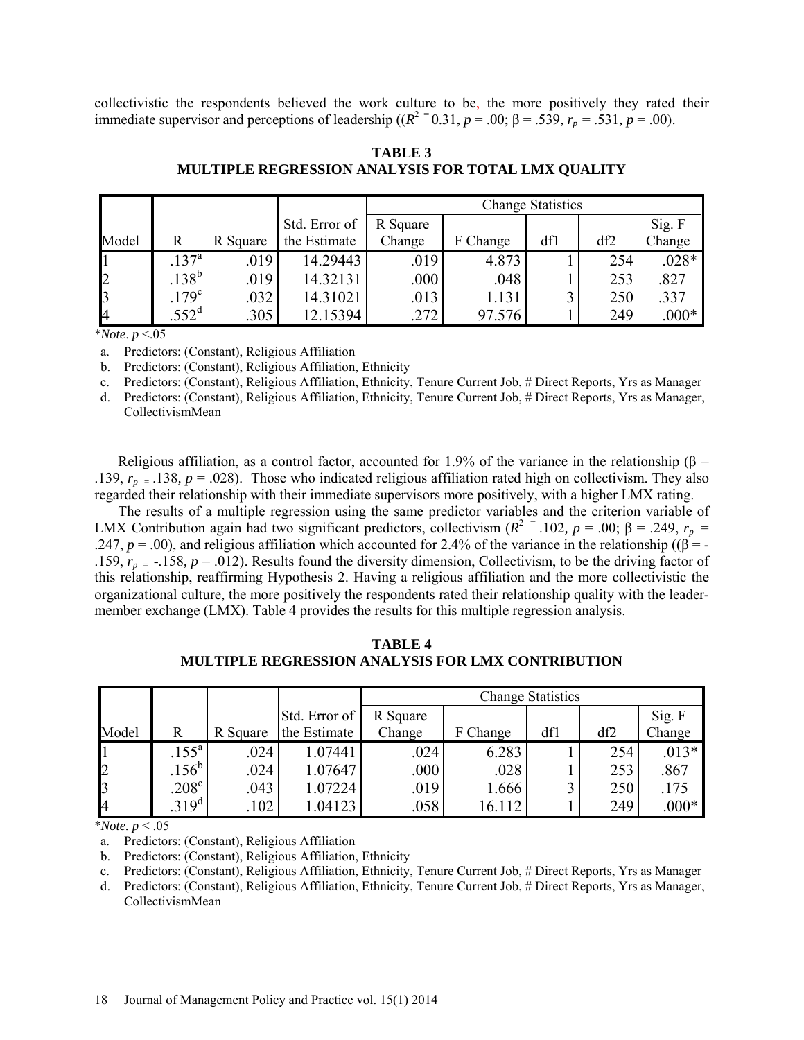collectivistic the respondents believed the work culture to be, the more positively they rated their immediate supervisor and perceptions of leadership (($R^2$ = 0.31, $p$ = .00; β = .539, $r_p$ = .531, $p$ = .00).

**TABLE 3**
**MULTIPLE REGRESSION ANALYSIS FOR TOTAL LMX QUALITY**

| | | | | Change Statistics | | | | |
|---|---|---|---|---|---|---|---|---|
| Model | R | R Square | Std. Error of the Estimate | R Square Change | F Change | df1 | df2 | Sig. F Change |
| 1 | .137[a] | .019 | 14.29443 | .019 | 4.873 | 1 | 254 | .028* |
| 2 | .138[b] | .019 | 14.32131 | .000 | .048 | 1 | 253 | .827 |
| 3 | .179[c] | .032 | 14.31021 | .013 | 1.131 | 3 | 250 | .337 |
| 4 | .552[d] | .305 | 12.15394 | .272 | 97.576 | 1 | 249 | .000* |

*\*Note*. $p$ <.05

a. Predictors: (Constant), Religious Affiliation
b. Predictors: (Constant), Religious Affiliation, Ethnicity
c. Predictors: (Constant), Religious Affiliation, Ethnicity, Tenure Current Job, # Direct Reports, Yrs as Manager
d. Predictors: (Constant), Religious Affiliation, Ethnicity, Tenure Current Job, # Direct Reports, Yrs as Manager, CollectivismMean

Religious affiliation, as a control factor, accounted for 1.9% of the variance in the relationship (β = .139, $r_p$ = .138, $p$ = .028). Those who indicated religious affiliation rated high on collectivism. They also regarded their relationship with their immediate supervisors more positively, with a higher LMX rating.

The results of a multiple regression using the same predictor variables and the criterion variable of LMX Contribution again had two significant predictors, collectivism ($R^2$ = .102, $p$ = .00; β = .249, $r_p$ = .247, $p$ = .00), and religious affiliation which accounted for 2.4% of the variance in the relationship ((β = -.159, $r_p$ = -.158, $p$ = .012). Results found the diversity dimension, Collectivism, to be the driving factor of this relationship, reaffirming Hypothesis 2. Having a religious affiliation and the more collectivistic the organizational culture, the more positively the respondents rated their relationship quality with the leader-member exchange (LMX). Table 4 provides the results for this multiple regression analysis.

**TABLE 4**
**MULTIPLE REGRESSION ANALYSIS FOR LMX CONTRIBUTION**

| | | | | Change Statistics | | | | |
|---|---|---|---|---|---|---|---|---|
| Model | R | R Square | Std. Error of the Estimate | R Square Change | F Change | df1 | df2 | Sig. F Change |
| 1 | .155[a] | .024 | 1.07441 | .024 | 6.283 | 1 | 254 | .013* |
| 2 | .156[b] | .024 | 1.07647 | .000 | .028 | 1 | 253 | .867 |
| 3 | .208[c] | .043 | 1.07224 | .019 | 1.666 | 3 | 250 | .175 |
| 4 | .319[d] | .102 | 1.04123 | .058 | 16.112 | 1 | 249 | .000* |

*\*Note*. $p$ < .05

a. Predictors: (Constant), Religious Affiliation
b. Predictors: (Constant), Religious Affiliation, Ethnicity
c. Predictors: (Constant), Religious Affiliation, Ethnicity, Tenure Current Job, # Direct Reports, Yrs as Manager
d. Predictors: (Constant), Religious Affiliation, Ethnicity, Tenure Current Job, # Direct Reports, Yrs as Manager, CollectivismMean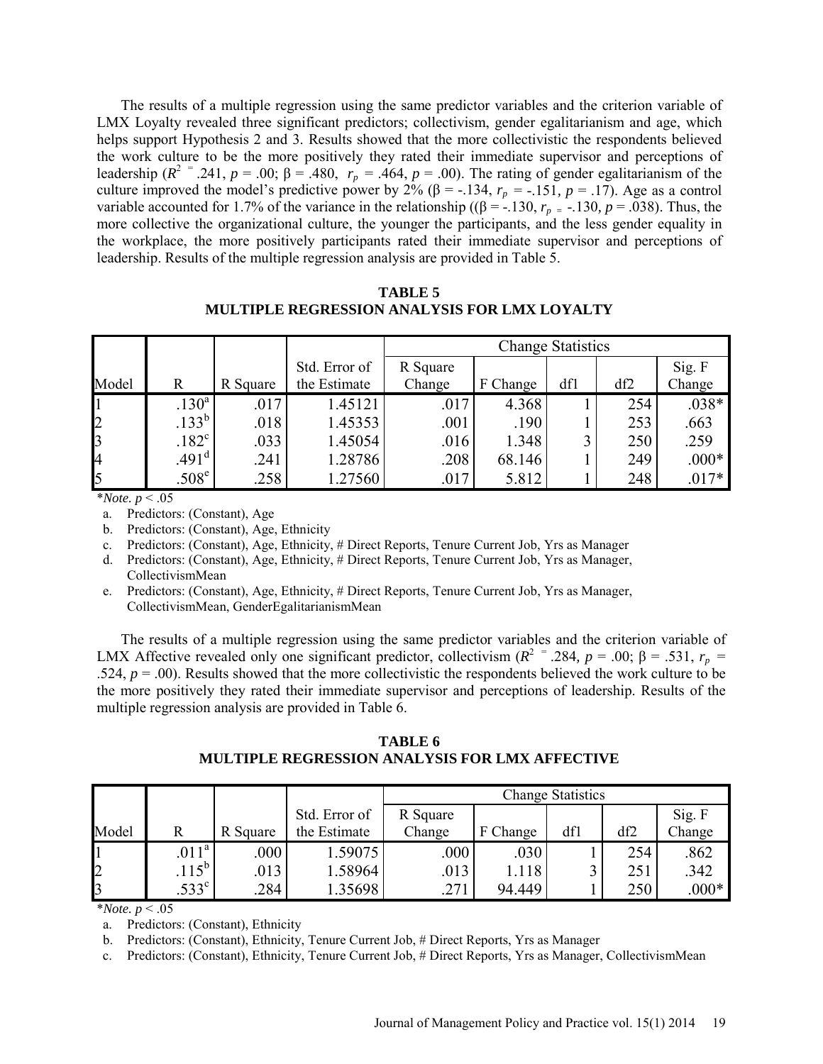The results of a multiple regression using the same predictor variables and the criterion variable of LMX Loyalty revealed three significant predictors; collectivism, gender egalitarianism and age, which helps support Hypothesis 2 and 3. Results showed that the more collectivistic the respondents believed the work culture to be the more positively they rated their immediate supervisor and perceptions of leadership ($R^2 = .241$, $p = .00$; $\beta = .480$, $r_p = .464$, $p = .00$). The rating of gender egalitarianism of the culture improved the model's predictive power by 2% ($\beta = -.134$, $r_p = -.151$, $p = .17$). Age as a control variable accounted for 1.7% of the variance in the relationship (($\beta = -.130$, $r_p = -.130$, $p = .038$). Thus, the more collective the organizational culture, the younger the participants, and the less gender equality in the workplace, the more positively participants rated their immediate supervisor and perceptions of leadership. Results of the multiple regression analysis are provided in Table 5.

**TABLE 5**
**MULTIPLE REGRESSION ANALYSIS FOR LMX LOYALTY**

| | | | | Change Statistics | | | | |
|---|---|---|---|---|---|---|---|---|
| Model | R | R Square | Std. Error of the Estimate | R Square Change | F Change | df1 | df2 | Sig. F Change |
| 1 | .130[a] | .017 | 1.45121 | .017 | 4.368 | 1 | 254 | .038* |
| 2 | .133[b] | .018 | 1.45353 | .001 | .190 | 1 | 253 | .663 |
| 3 | .182[c] | .033 | 1.45054 | .016 | 1.348 | 3 | 250 | .259 |
| 4 | .491[d] | .241 | 1.28786 | .208 | 68.146 | 1 | 249 | .000* |
| 5 | .508[e] | .258 | 1.27560 | .017 | 5.812 | 1 | 248 | .017* |

*Note.* $p < .05$

a. Predictors: (Constant), Age
b. Predictors: (Constant), Age, Ethnicity
c. Predictors: (Constant), Age, Ethnicity, # Direct Reports, Tenure Current Job, Yrs as Manager
d. Predictors: (Constant), Age, Ethnicity, # Direct Reports, Tenure Current Job, Yrs as Manager, CollectivismMean
e. Predictors: (Constant), Age, Ethnicity, # Direct Reports, Tenure Current Job, Yrs as Manager, CollectivismMean, GenderEgalitarianismMean

The results of a multiple regression using the same predictor variables and the criterion variable of LMX Affective revealed only one significant predictor, collectivism ($R^2 = .284$, $p = .00$; $\beta = .531$, $r_p = .524$, $p = .00$). Results showed that the more collectivistic the respondents believed the work culture to be the more positively they rated their immediate supervisor and perceptions of leadership. Results of the multiple regression analysis are provided in Table 6.

**TABLE 6**
**MULTIPLE REGRESSION ANALYSIS FOR LMX AFFECTIVE**

| | | | | Change Statistics | | | | |
|---|---|---|---|---|---|---|---|---|
| Model | R | R Square | Std. Error of the Estimate | R Square Change | F Change | df1 | df2 | Sig. F Change |
| 1 | .011[a] | .000 | 1.59075 | .000 | .030 | 1 | 254 | .862 |
| 2 | .115[b] | .013 | 1.58964 | .013 | 1.118 | 3 | 251 | .342 |
| 3 | .533[c] | .284 | 1.35698 | .271 | 94.449 | 1 | 250 | .000* |

*Note.* $p < .05$

a. Predictors: (Constant), Ethnicity
b. Predictors: (Constant), Ethnicity, Tenure Current Job, # Direct Reports, Yrs as Manager
c. Predictors: (Constant), Ethnicity, Tenure Current Job, # Direct Reports, Yrs as Manager, CollectivismMean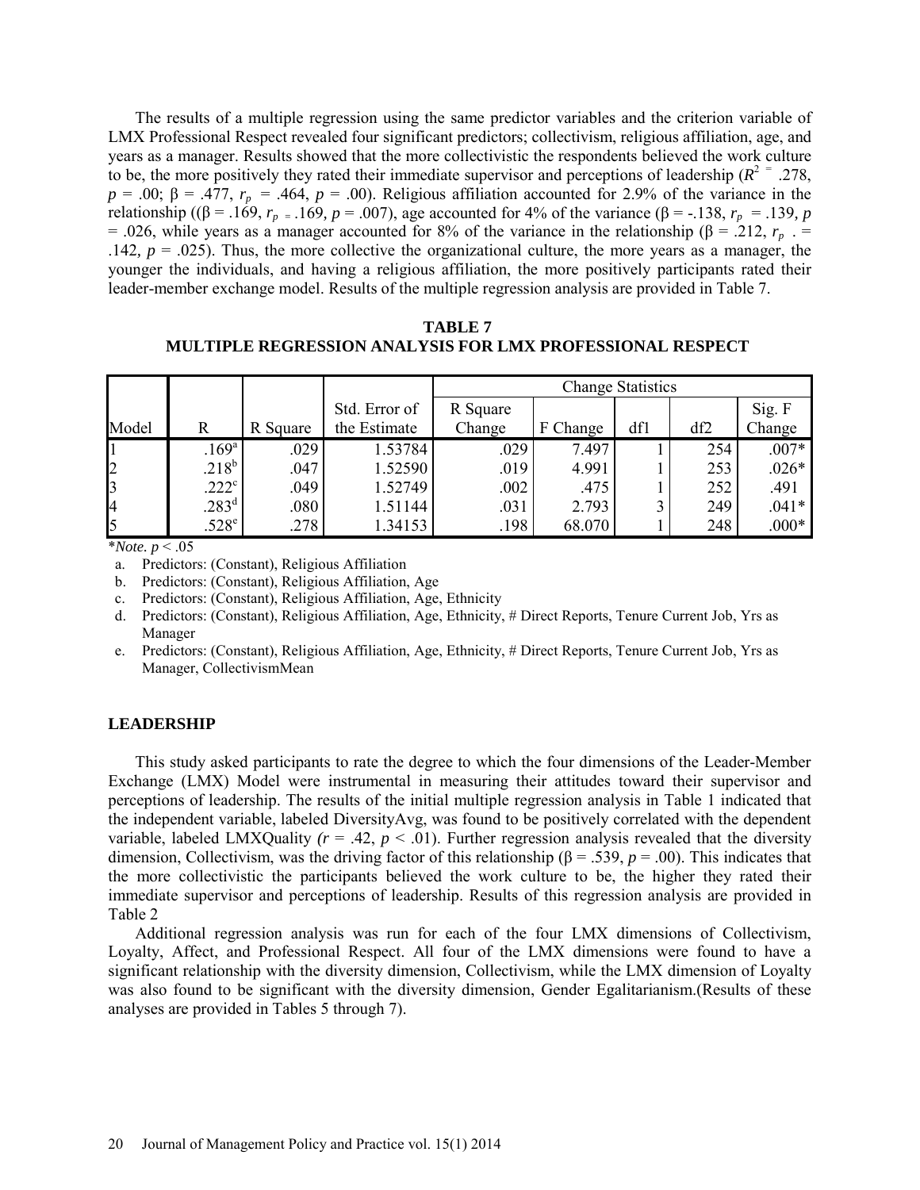The results of a multiple regression using the same predictor variables and the criterion variable of LMX Professional Respect revealed four significant predictors; collectivism, religious affiliation, age, and years as a manager. Results showed that the more collectivistic the respondents believed the work culture to be, the more positively they rated their immediate supervisor and perceptions of leadership ($R^2 = .278$, $p = .00$; β = .477, $r_p = .464$, $p = .00$). Religious affiliation accounted for 2.9% of the variance in the relationship ((β = .169, $r_p = .169$, $p = .007$), age accounted for 4% of the variance (β = -.138, $r_p = .139$, $p = .026$, while years as a manager accounted for 8% of the variance in the relationship (β = .212, $r_p$ . = .142, $p = .025$). Thus, the more collective the organizational culture, the more years as a manager, the younger the individuals, and having a religious affiliation, the more positively participants rated their leader-member exchange model. Results of the multiple regression analysis are provided in Table 7.

**TABLE 7**
**MULTIPLE REGRESSION ANALYSIS FOR LMX PROFESSIONAL RESPECT**

| | | | | Change Statistics | | | | |
|---|---|---|---|---|---|---|---|---|
| Model | R | R Square | Std. Error of the Estimate | R Square Change | F Change | df1 | df2 | Sig. F Change |
| 1 | .169[a] | .029 | 1.53784 | .029 | 7.497 | 1 | 254 | .007* |
| 2 | .218[b] | .047 | 1.52590 | .019 | 4.991 | 1 | 253 | .026* |
| 3 | .222[c] | .049 | 1.52749 | .002 | .475 | 1 | 252 | .491 |
| 4 | .283[d] | .080 | 1.51144 | .031 | 2.793 | 3 | 249 | .041* |
| 5 | .528[e] | .278 | 1.34153 | .198 | 68.070 | 1 | 248 | .000* |

\**Note*. $p < .05$

a. Predictors: (Constant), Religious Affiliation
b. Predictors: (Constant), Religious Affiliation, Age
c. Predictors: (Constant), Religious Affiliation, Age, Ethnicity
d. Predictors: (Constant), Religious Affiliation, Age, Ethnicity, # Direct Reports, Tenure Current Job, Yrs as Manager
e. Predictors: (Constant), Religious Affiliation, Age, Ethnicity, # Direct Reports, Tenure Current Job, Yrs as Manager, CollectivismMean

## LEADERSHIP

This study asked participants to rate the degree to which the four dimensions of the Leader-Member Exchange (LMX) Model were instrumental in measuring their attitudes toward their supervisor and perceptions of leadership. The results of the initial multiple regression analysis in Table 1 indicated that the independent variable, labeled DiversityAvg, was found to be positively correlated with the dependent variable, labeled LMXQuality ($r = .42$, $p < .01$). Further regression analysis revealed that the diversity dimension, Collectivism, was the driving factor of this relationship (β = .539, $p = .00$). This indicates that the more collectivistic the participants believed the work culture to be, the higher they rated their immediate supervisor and perceptions of leadership. Results of this regression analysis are provided in Table 2

Additional regression analysis was run for each of the four LMX dimensions of Collectivism, Loyalty, Affect, and Professional Respect. All four of the LMX dimensions were found to have a significant relationship with the diversity dimension, Collectivism, while the LMX dimension of Loyalty was also found to be significant with the diversity dimension, Gender Egalitarianism.(Results of these analyses are provided in Tables 5 through 7).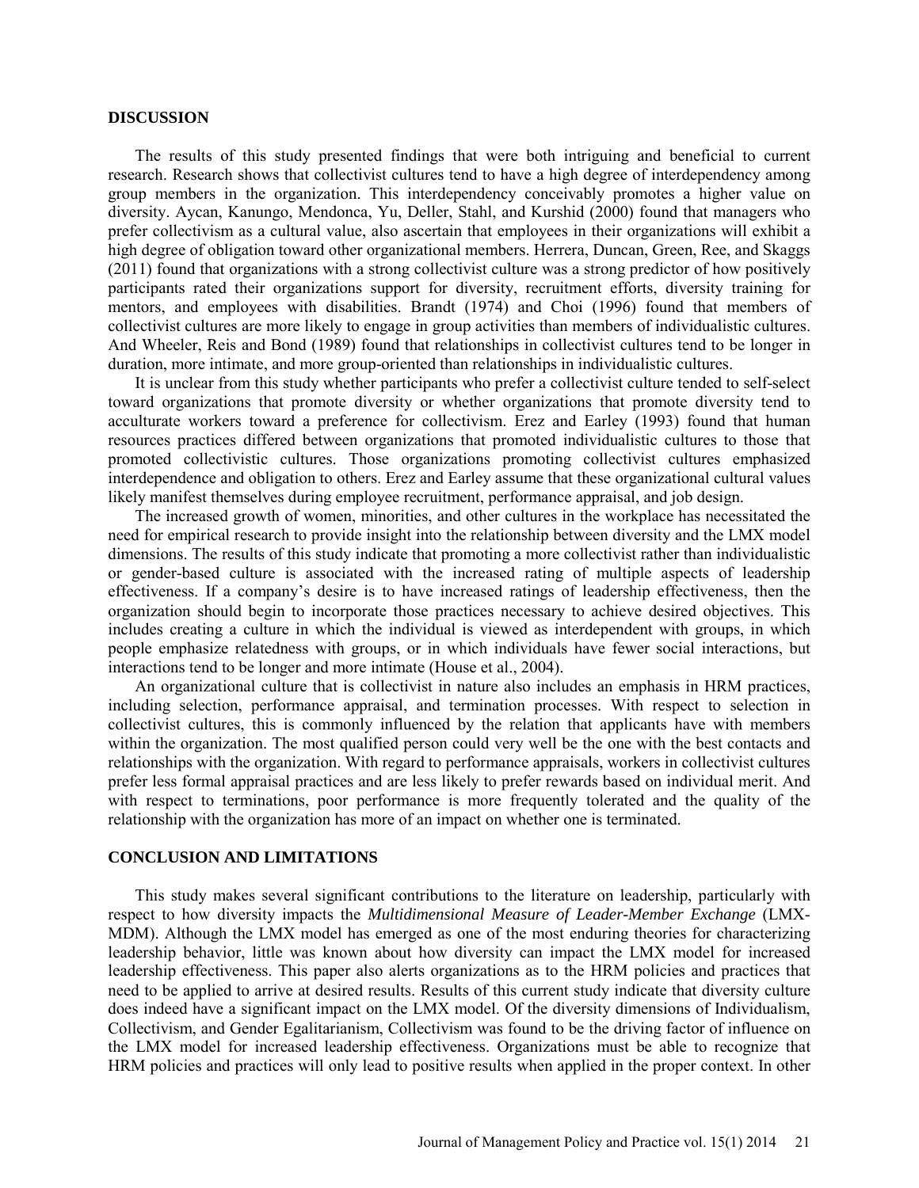## DISCUSSION

The results of this study presented findings that were both intriguing and beneficial to current research. Research shows that collectivist cultures tend to have a high degree of interdependency among group members in the organization. This interdependency conceivably promotes a higher value on diversity. Aycan, Kanungo, Mendonca, Yu, Deller, Stahl, and Kurshid (2000) found that managers who prefer collectivism as a cultural value, also ascertain that employees in their organizations will exhibit a high degree of obligation toward other organizational members. Herrera, Duncan, Green, Ree, and Skaggs (2011) found that organizations with a strong collectivist culture was a strong predictor of how positively participants rated their organizations support for diversity, recruitment efforts, diversity training for mentors, and employees with disabilities. Brandt (1974) and Choi (1996) found that members of collectivist cultures are more likely to engage in group activities than members of individualistic cultures. And Wheeler, Reis and Bond (1989) found that relationships in collectivist cultures tend to be longer in duration, more intimate, and more group-oriented than relationships in individualistic cultures.

It is unclear from this study whether participants who prefer a collectivist culture tended to self-select toward organizations that promote diversity or whether organizations that promote diversity tend to acculturate workers toward a preference for collectivism. Erez and Earley (1993) found that human resources practices differed between organizations that promoted individualistic cultures to those that promoted collectivistic cultures. Those organizations promoting collectivist cultures emphasized interdependence and obligation to others. Erez and Earley assume that these organizational cultural values likely manifest themselves during employee recruitment, performance appraisal, and job design.

The increased growth of women, minorities, and other cultures in the workplace has necessitated the need for empirical research to provide insight into the relationship between diversity and the LMX model dimensions. The results of this study indicate that promoting a more collectivist rather than individualistic or gender-based culture is associated with the increased rating of multiple aspects of leadership effectiveness. If a company's desire is to have increased ratings of leadership effectiveness, then the organization should begin to incorporate those practices necessary to achieve desired objectives. This includes creating a culture in which the individual is viewed as interdependent with groups, in which people emphasize relatedness with groups, or in which individuals have fewer social interactions, but interactions tend to be longer and more intimate (House et al., 2004).

An organizational culture that is collectivist in nature also includes an emphasis in HRM practices, including selection, performance appraisal, and termination processes. With respect to selection in collectivist cultures, this is commonly influenced by the relation that applicants have with members within the organization. The most qualified person could very well be the one with the best contacts and relationships with the organization. With regard to performance appraisals, workers in collectivist cultures prefer less formal appraisal practices and are less likely to prefer rewards based on individual merit. And with respect to terminations, poor performance is more frequently tolerated and the quality of the relationship with the organization has more of an impact on whether one is terminated.

## CONCLUSION AND LIMITATIONS

This study makes several significant contributions to the literature on leadership, particularly with respect to how diversity impacts the *Multidimensional Measure of Leader-Member Exchange* (LMX-MDM). Although the LMX model has emerged as one of the most enduring theories for characterizing leadership behavior, little was known about how diversity can impact the LMX model for increased leadership effectiveness. This paper also alerts organizations as to the HRM policies and practices that need to be applied to arrive at desired results. Results of this current study indicate that diversity culture does indeed have a significant impact on the LMX model. Of the diversity dimensions of Individualism, Collectivism, and Gender Egalitarianism, Collectivism was found to be the driving factor of influence on the LMX model for increased leadership effectiveness. Organizations must be able to recognize that HRM policies and practices will only lead to positive results when applied in the proper context. In other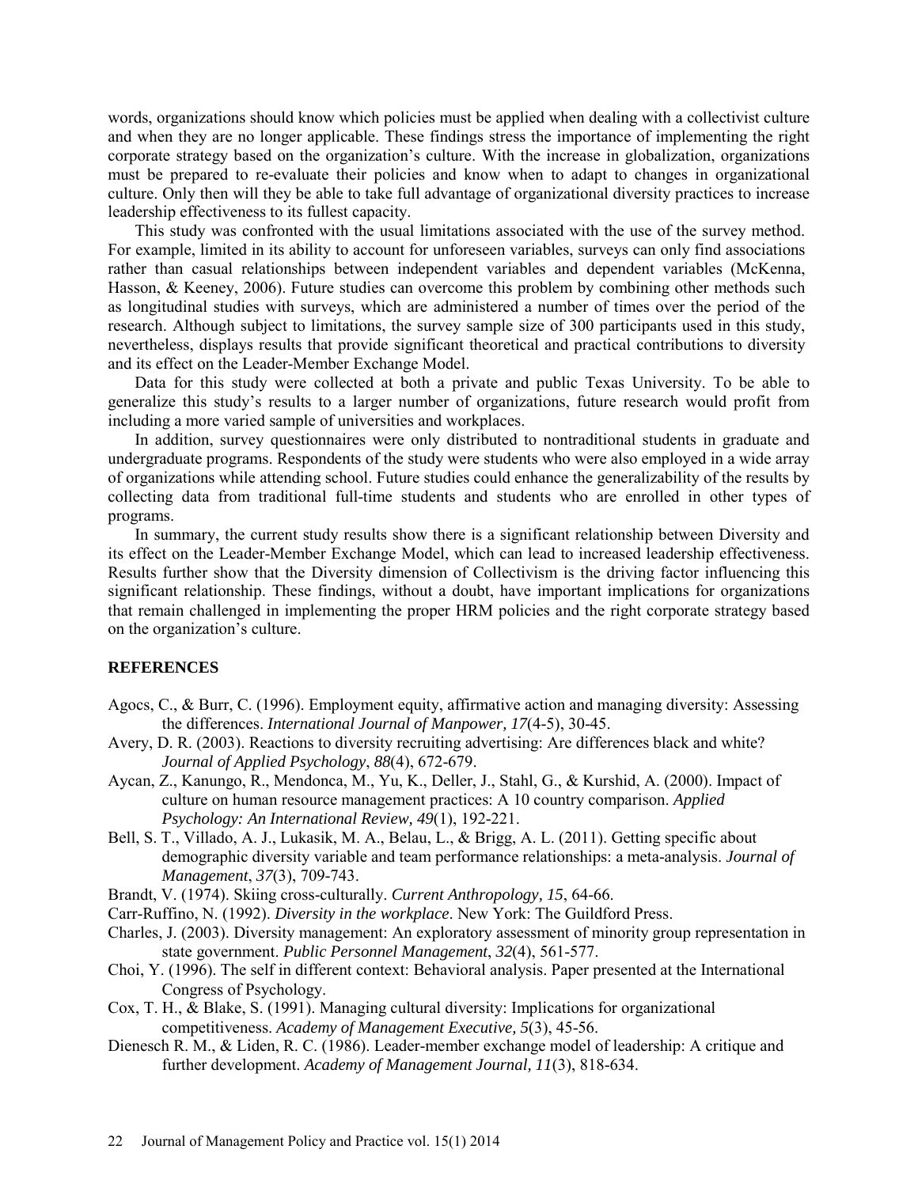words, organizations should know which policies must be applied when dealing with a collectivist culture and when they are no longer applicable. These findings stress the importance of implementing the right corporate strategy based on the organization's culture. With the increase in globalization, organizations must be prepared to re-evaluate their policies and know when to adapt to changes in organizational culture. Only then will they be able to take full advantage of organizational diversity practices to increase leadership effectiveness to its fullest capacity.

This study was confronted with the usual limitations associated with the use of the survey method. For example, limited in its ability to account for unforeseen variables, surveys can only find associations rather than casual relationships between independent variables and dependent variables (McKenna, Hasson, & Keeney, 2006). Future studies can overcome this problem by combining other methods such as longitudinal studies with surveys, which are administered a number of times over the period of the research. Although subject to limitations, the survey sample size of 300 participants used in this study, nevertheless, displays results that provide significant theoretical and practical contributions to diversity and its effect on the Leader-Member Exchange Model.

Data for this study were collected at both a private and public Texas University. To be able to generalize this study's results to a larger number of organizations, future research would profit from including a more varied sample of universities and workplaces.

In addition, survey questionnaires were only distributed to nontraditional students in graduate and undergraduate programs. Respondents of the study were students who were also employed in a wide array of organizations while attending school. Future studies could enhance the generalizability of the results by collecting data from traditional full-time students and students who are enrolled in other types of programs.

In summary, the current study results show there is a significant relationship between Diversity and its effect on the Leader-Member Exchange Model, which can lead to increased leadership effectiveness. Results further show that the Diversity dimension of Collectivism is the driving factor influencing this significant relationship. These findings, without a doubt, have important implications for organizations that remain challenged in implementing the proper HRM policies and the right corporate strategy based on the organization's culture.

## REFERENCES

Agocs, C., & Burr, C. (1996). Employment equity, affirmative action and managing diversity: Assessing the differences. *International Journal of Manpower, 17*(4-5), 30-45.

Avery, D. R. (2003). Reactions to diversity recruiting advertising: Are differences black and white? *Journal of Applied Psychology*, *88*(4), 672-679.

Aycan, Z., Kanungo, R., Mendonca, M., Yu, K., Deller, J., Stahl, G., & Kurshid, A. (2000). Impact of culture on human resource management practices: A 10 country comparison. *Applied Psychology: An International Review, 49*(1), 192-221.

Bell, S. T., Villado, A. J., Lukasik, M. A., Belau, L., & Brigg, A. L. (2011). Getting specific about demographic diversity variable and team performance relationships: a meta-analysis. *Journal of Management*, *37*(3), 709-743.

Brandt, V. (1974). Skiing cross-culturally. *Current Anthropology, 15*, 64-66.

Carr-Ruffino, N. (1992). *Diversity in the workplace*. New York: The Guildford Press.

Charles, J. (2003). Diversity management: An exploratory assessment of minority group representation in state government. *Public Personnel Management*, *32*(4), 561-577.

Choi, Y. (1996). The self in different context: Behavioral analysis. Paper presented at the International Congress of Psychology.

Cox, T. H., & Blake, S. (1991). Managing cultural diversity: Implications for organizational competitiveness. *Academy of Management Executive, 5*(3), 45-56.

Dienesch R. M., & Liden, R. C. (1986). Leader-member exchange model of leadership: A critique and further development. *Academy of Management Journal, 11*(3), 818-634.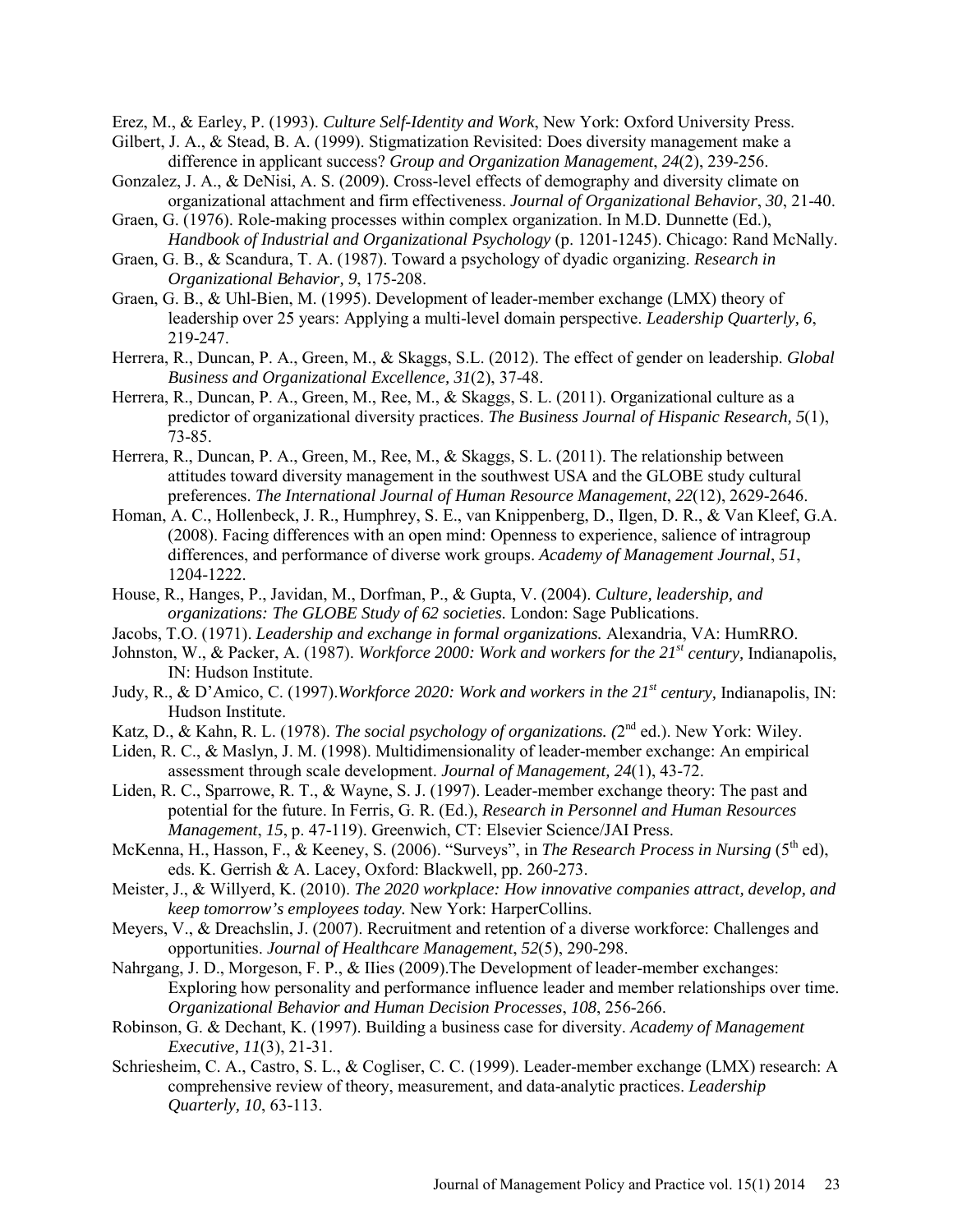Erez, M., & Earley, P. (1993). *Culture Self-Identity and Work*, New York: Oxford University Press.

Gilbert, J. A., & Stead, B. A. (1999). Stigmatization Revisited: Does diversity management make a difference in applicant success? *Group and Organization Management*, *24*(2), 239-256.

Gonzalez, J. A., & DeNisi, A. S. (2009). Cross-level effects of demography and diversity climate on organizational attachment and firm effectiveness. *Journal of Organizational Behavior*, *30*, 21-40.

Graen, G. (1976). Role-making processes within complex organization. In M.D. Dunnette (Ed.), *Handbook of Industrial and Organizational Psychology* (p. 1201-1245). Chicago: Rand McNally.

Graen, G. B., & Scandura, T. A. (1987). Toward a psychology of dyadic organizing. *Research in Organizational Behavior, 9*, 175-208.

Graen, G. B., & Uhl-Bien, M. (1995). Development of leader-member exchange (LMX) theory of leadership over 25 years: Applying a multi-level domain perspective. *Leadership Quarterly, 6*, 219-247.

Herrera, R., Duncan, P. A., Green, M., & Skaggs, S.L. (2012). The effect of gender on leadership. *Global Business and Organizational Excellence, 31*(2), 37-48.

Herrera, R., Duncan, P. A., Green, M., Ree, M., & Skaggs, S. L. (2011). Organizational culture as a predictor of organizational diversity practices. *The Business Journal of Hispanic Research, 5*(1), 73-85.

Herrera, R., Duncan, P. A., Green, M., Ree, M., & Skaggs, S. L. (2011). The relationship between attitudes toward diversity management in the southwest USA and the GLOBE study cultural preferences. *The International Journal of Human Resource Management*, *22*(12), 2629-2646.

Homan, A. C., Hollenbeck, J. R., Humphrey, S. E., van Knippenberg, D., Ilgen, D. R., & Van Kleef, G.A. (2008). Facing differences with an open mind: Openness to experience, salience of intragroup differences, and performance of diverse work groups. *Academy of Management Journal*, *51*, 1204-1222.

House, R., Hanges, P., Javidan, M., Dorfman, P., & Gupta, V. (2004). *Culture, leadership, and organizations: The GLOBE Study of 62 societies.* London: Sage Publications.

Jacobs, T.O. (1971). *Leadership and exchange in formal organizations.* Alexandria, VA: HumRRO.

Johnston, W., & Packer, A. (1987). *Workforce 2000: Work and workers for the 21st century*, Indianapolis, IN: Hudson Institute.

Judy, R., & D'Amico, C. (1997).*Workforce 2020: Work and workers in the 21st century,* Indianapolis, IN: Hudson Institute.

Katz, D., & Kahn, R. L. (1978). *The social psychology of organizations. (*2nd ed.). New York: Wiley.

Liden, R. C., & Maslyn, J. M. (1998). Multidimensionality of leader-member exchange: An empirical assessment through scale development. *Journal of Management, 24*(1), 43-72.

Liden, R. C., Sparrowe, R. T., & Wayne, S. J. (1997). Leader-member exchange theory: The past and potential for the future. In Ferris, G. R. (Ed.), *Research in Personnel and Human Resources Management*, *15*, p. 47-119). Greenwich, CT: Elsevier Science/JAI Press.

McKenna, H., Hasson, F., & Keeney, S. (2006). "Surveys", in *The Research Process in Nursing* (5th ed), eds. K. Gerrish & A. Lacey, Oxford: Blackwell, pp. 260-273.

Meister, J., & Willyerd, K. (2010). *The 2020 workplace: How innovative companies attract, develop, and keep tomorrow's employees today.* New York: HarperCollins.

Meyers, V., & Dreachslin, J. (2007). Recruitment and retention of a diverse workforce: Challenges and opportunities. *Journal of Healthcare Management*, *52*(5), 290-298.

Nahrgang, J. D., Morgeson, F. P., & IIies (2009).The Development of leader-member exchanges: Exploring how personality and performance influence leader and member relationships over time. *Organizational Behavior and Human Decision Processes*, *108*, 256-266.

Robinson, G. & Dechant, K. (1997). Building a business case for diversity. *Academy of Management Executive, 11*(3), 21-31.

Schriesheim, C. A., Castro, S. L., & Cogliser, C. C. (1999). Leader-member exchange (LMX) research: A comprehensive review of theory, measurement, and data-analytic practices. *Leadership Quarterly, 10*, 63-113.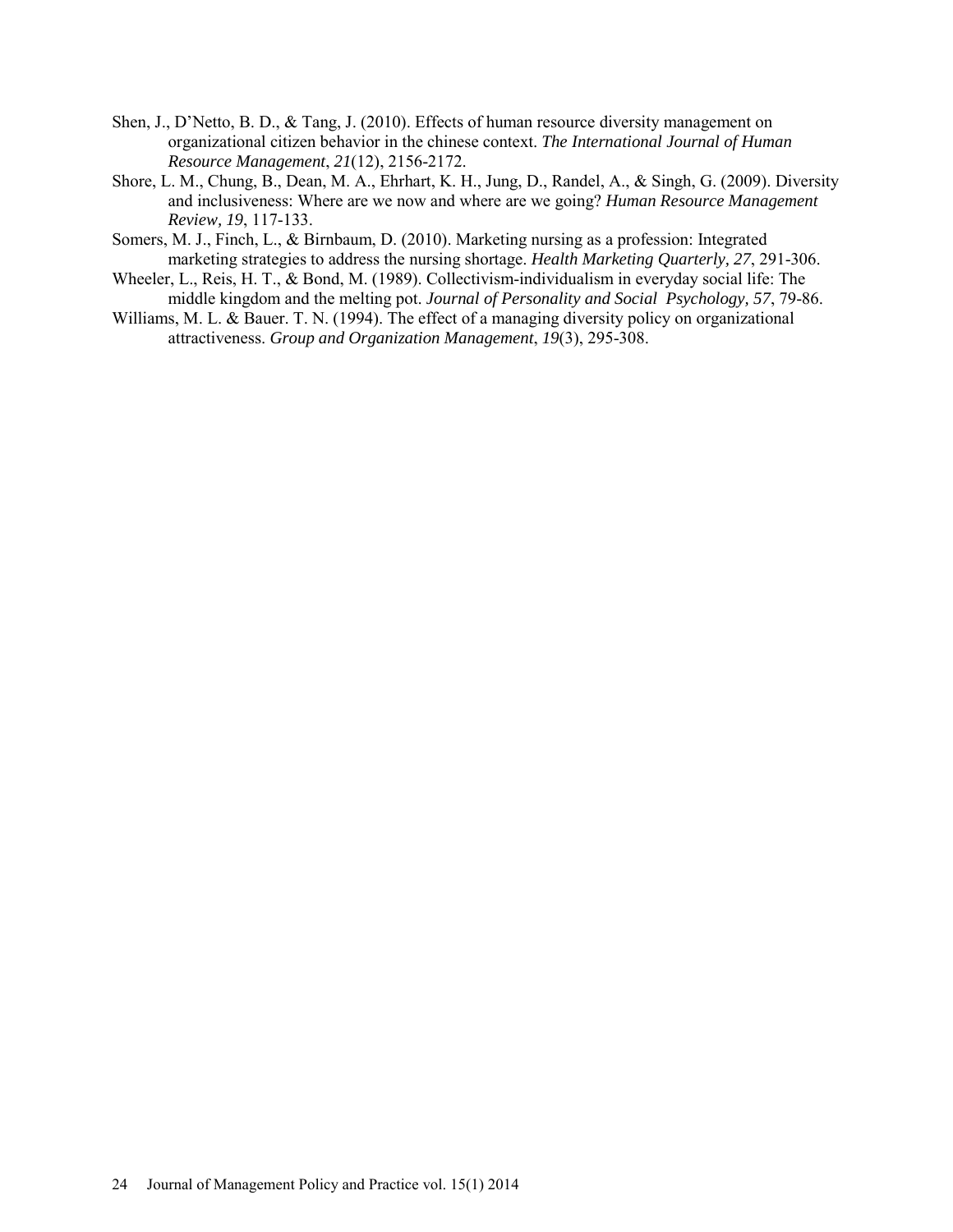Shen, J., D'Netto, B. D., & Tang, J. (2010). Effects of human resource diversity management on organizational citizen behavior in the chinese context. *The International Journal of Human Resource Management*, *21*(12), 2156-2172.

Shore, L. M., Chung, B., Dean, M. A., Ehrhart, K. H., Jung, D., Randel, A., & Singh, G. (2009). Diversity and inclusiveness: Where are we now and where are we going? *Human Resource Management Review, 19*, 117-133.

Somers, M. J., Finch, L., & Birnbaum, D. (2010). Marketing nursing as a profession: Integrated marketing strategies to address the nursing shortage. *Health Marketing Quarterly, 27*, 291-306.

Wheeler, L., Reis, H. T., & Bond, M. (1989). Collectivism-individualism in everyday social life: The middle kingdom and the melting pot. *Journal of Personality and Social Psychology, 57*, 79-86.

Williams, M. L. & Bauer. T. N. (1994). The effect of a managing diversity policy on organizational attractiveness. *Group and Organization Management*, *19*(3), 295-308.